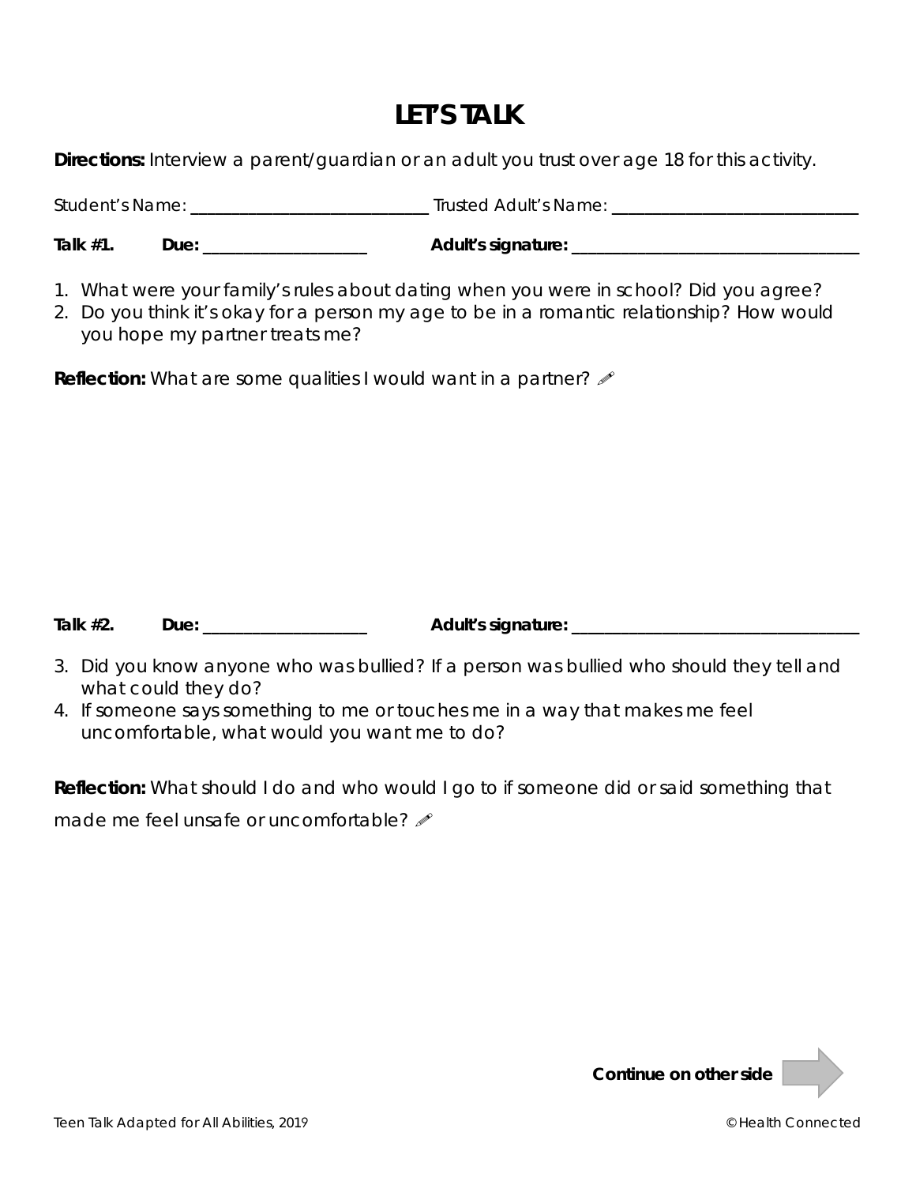# LET'S TALK

**Directions:** Interview a parent/guardian or an adult you trust over age 18 for this activity.

Student's Name: ____________________________ Trusted Adult's Name: _____________________________

**Talk #1.** **Due:** ___________________ **Adult's signature:** __________________________________

1. What were your family's rules about dating when you were in school? Did you agree?
2. Do you think it's okay for a person my age to be in a romantic relationship? How would you hope my partner treats me?

**Reflection:** What are some qualities I would want in a partner? ✏

**Talk #2.** **Due:** ___________________ **Adult's signature:** __________________________________

3. Did you know anyone who was bullied? If a person was bullied who should they tell and what could they do?
4. If someone says something to me or touches me in a way that makes me feel uncomfortable, what would you want me to do?

**Reflection:** What should I do and who would I go to if someone did or said something that made me feel unsafe or uncomfortable? ✏

**Continue on other side**

Teen Talk Adapted for All Abilities, 2019 © Health Connected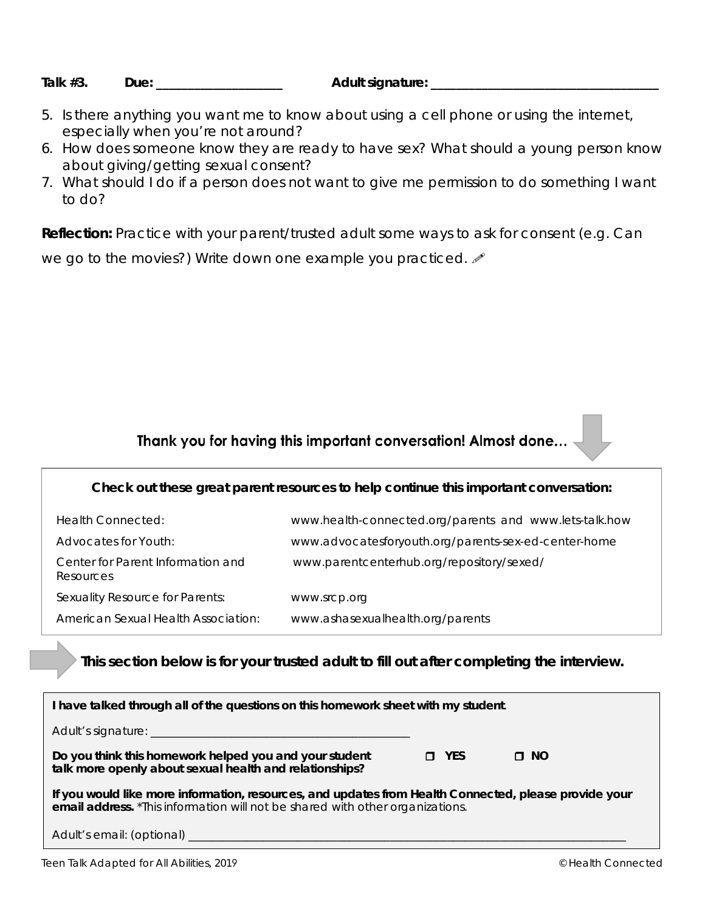**Talk #3.** **Due:** ____________________ **Adult signature:** ___________________________________

5. Is there anything you want me to know about using a cell phone or using the internet, especially when you're not around?
6. How does someone know they are ready to have sex? What should a young person know about giving/getting sexual consent?
7. What should I do if a person does not want to give me permission to do something I want to do?

**Reflection:** Practice with your parent/trusted adult some ways to ask for consent (e.g. Can we go to the movies?) Write down one example you practiced. ✐

**Thank you for having this important conversation! Almost done…**

**Check out these great parent resources to help continue this important conversation:**

| | |
|---|---|
| Health Connected: | www.health-connected.org/parents and www.lets-talk.how |
| Advocates for Youth: | www.advocatesforyouth.org/parents-sex-ed-center-home |
| Center for Parent Information and Resources | www.parentcenterhub.org/repository/sexed/ |
| Sexuality Resource for Parents: | www.srcp.org |
| American Sexual Health Association: | www.ashasexualhealth.org/parents |

**This section below is for your trusted adult to fill out after completing the interview.**

**I have talked through all of the questions on this homework sheet with my student.**

Adult's signature: ___________________________________________

**Do you think this homework helped you and your student talk more openly about sexual health and relationships?** ☐ **YES** ☐ **NO**

**If you would like more information, resources, and updates from Health Connected, please provide your email address.** *This information will not be shared with other organizations.

Adult's email: (optional) ___________________________________________________________________________

Teen Talk Adapted for All Abilities, 2019 © Health Connected